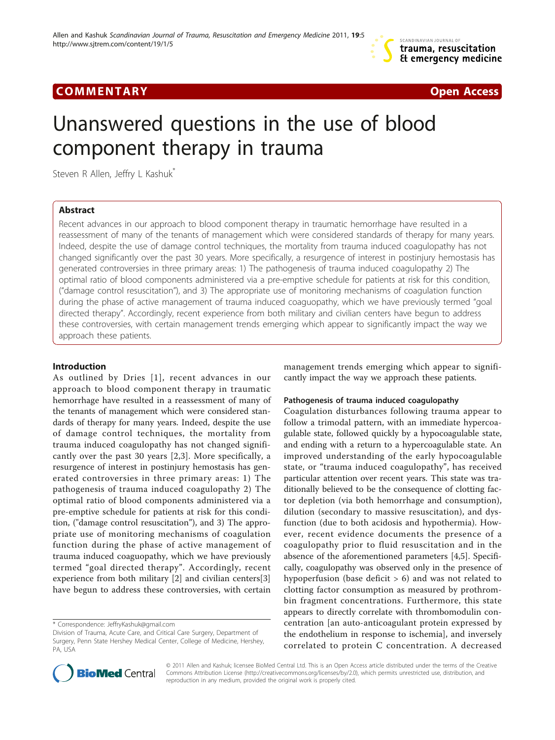**COMMENTARY** **Open Access**

# Unanswered questions in the use of blood component therapy in trauma

Steven R Allen, Jeffry L Kashuk*

## Abstract

Recent advances in our approach to blood component therapy in traumatic hemorrhage have resulted in a reassessment of many of the tenants of management which were considered standards of therapy for many years. Indeed, despite the use of damage control techniques, the mortality from trauma induced coagulopathy has not changed significantly over the past 30 years. More specifically, a resurgence of interest in postinjury hemostasis has generated controversies in three primary areas: 1) The pathogenesis of trauma induced coagulopathy 2) The optimal ratio of blood components administered via a pre-emptive schedule for patients at risk for this condition, ("damage control resuscitation"), and 3) The appropriate use of monitoring mechanisms of coagulation function during the phase of active management of trauma induced coaguopathy, which we have previously termed "goal directed therapy". Accordingly, recent experience from both military and civilian centers have begun to address these controversies, with certain management trends emerging which appear to significantly impact the way we approach these patients.

## Introduction

As outlined by Dries [1], recent advances in our approach to blood component therapy in traumatic hemorrhage have resulted in a reassessment of many of the tenants of management which were considered standards of therapy for many years. Indeed, despite the use of damage control techniques, the mortality from trauma induced coagulopathy has not changed significantly over the past 30 years [2,3]. More specifically, a resurgence of interest in postinjury hemostasis has generated controversies in three primary areas: 1) The pathogenesis of trauma induced coagulopathy 2) The optimal ratio of blood components administered via a pre-emptive schedule for patients at risk for this condition, ("damage control resuscitation"), and 3) The appropriate use of monitoring mechanisms of coagulation function during the phase of active management of trauma induced coaguopathy, which we have previously termed "goal directed therapy". Accordingly, recent experience from both military [2] and civilian centers[3] have begun to address these controversies, with certain management trends emerging which appear to significantly impact the way we approach these patients.

### Pathogenesis of trauma induced coagulopathy

Coagulation disturbances following trauma appear to follow a trimodal pattern, with an immediate hypercoagulable state, followed quickly by a hypocoagulable state, and ending with a return to a hypercoagulable state. An improved understanding of the early hypocoagulable state, or "trauma induced coagulopathy", has received particular attention over recent years. This state was traditionally believed to be the consequence of clotting factor depletion (via both hemorrhage and consumption), dilution (secondary to massive resuscitation), and dysfunction (due to both acidosis and hypothermia). However, recent evidence documents the presence of a coagulopathy prior to fluid resuscitation and in the absence of the aforementioned parameters [4,5]. Specifically, coagulopathy was observed only in the presence of hypoperfusion (base deficit > 6) and was not related to clotting factor consumption as measured by prothrombin fragment concentrations. Furthermore, this state appears to directly correlate with thrombomodulin concentration [an auto-anticoagulant protein expressed by the endothelium in response to ischemia], and inversely correlated to protein C concentration. A decreased

---

* Correspondence: JeffryKashuk@gmail.com
Division of Trauma, Acute Care, and Critical Care Surgery, Department of Surgery, Penn State Hershey Medical Center, College of Medicine, Hershey, PA, USA

© 2011 Allen and Kashuk; licensee BioMed Central Ltd. This is an Open Access article distributed under the terms of the Creative Commons Attribution License (http://creativecommons.org/licenses/by/2.0), which permits unrestricted use, distribution, and reproduction in any medium, provided the original work is properly cited.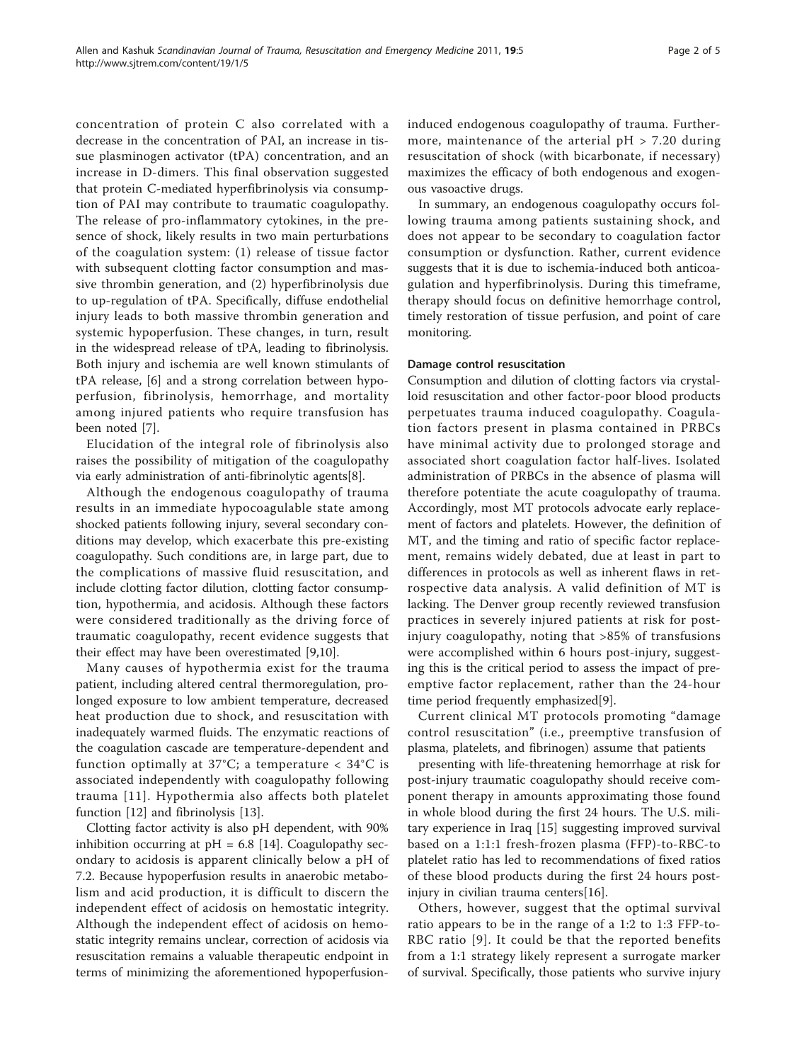concentration of protein C also correlated with a decrease in the concentration of PAI, an increase in tissue plasminogen activator (tPA) concentration, and an increase in D-dimers. This final observation suggested that protein C-mediated hyperfibrinolysis via consumption of PAI may contribute to traumatic coagulopathy. The release of pro-inflammatory cytokines, in the presence of shock, likely results in two main perturbations of the coagulation system: (1) release of tissue factor with subsequent clotting factor consumption and massive thrombin generation, and (2) hyperfibrinolysis due to up-regulation of tPA. Specifically, diffuse endothelial injury leads to both massive thrombin generation and systemic hypoperfusion. These changes, in turn, result in the widespread release of tPA, leading to fibrinolysis. Both injury and ischemia are well known stimulants of tPA release, [6] and a strong correlation between hypoperfusion, fibrinolysis, hemorrhage, and mortality among injured patients who require transfusion has been noted [7].

Elucidation of the integral role of fibrinolysis also raises the possibility of mitigation of the coagulopathy via early administration of anti-fibrinolytic agents[8].

Although the endogenous coagulopathy of trauma results in an immediate hypocoagulable state among shocked patients following injury, several secondary conditions may develop, which exacerbate this pre-existing coagulopathy. Such conditions are, in large part, due to the complications of massive fluid resuscitation, and include clotting factor dilution, clotting factor consumption, hypothermia, and acidosis. Although these factors were considered traditionally as the driving force of traumatic coagulopathy, recent evidence suggests that their effect may have been overestimated [9,10].

Many causes of hypothermia exist for the trauma patient, including altered central thermoregulation, prolonged exposure to low ambient temperature, decreased heat production due to shock, and resuscitation with inadequately warmed fluids. The enzymatic reactions of the coagulation cascade are temperature-dependent and function optimally at 37°C; a temperature < 34°C is associated independently with coagulopathy following trauma [11]. Hypothermia also affects both platelet function [12] and fibrinolysis [13].

Clotting factor activity is also pH dependent, with 90% inhibition occurring at pH = 6.8 [14]. Coagulopathy secondary to acidosis is apparent clinically below a pH of 7.2. Because hypoperfusion results in anaerobic metabolism and acid production, it is difficult to discern the independent effect of acidosis on hemostatic integrity. Although the independent effect of acidosis on hemostatic integrity remains unclear, correction of acidosis via resuscitation remains a valuable therapeutic endpoint in terms of minimizing the aforementioned hypoperfusion-induced endogenous coagulopathy of trauma. Furthermore, maintenance of the arterial pH > 7.20 during resuscitation of shock (with bicarbonate, if necessary) maximizes the efficacy of both endogenous and exogenous vasoactive drugs.

In summary, an endogenous coagulopathy occurs following trauma among patients sustaining shock, and does not appear to be secondary to coagulation factor consumption or dysfunction. Rather, current evidence suggests that it is due to ischemia-induced both anticoagulation and hyperfibrinolysis. During this timeframe, therapy should focus on definitive hemorrhage control, timely restoration of tissue perfusion, and point of care monitoring.

#### Damage control resuscitation

Consumption and dilution of clotting factors via crystalloid resuscitation and other factor-poor blood products perpetuates trauma induced coagulopathy. Coagulation factors present in plasma contained in PRBCs have minimal activity due to prolonged storage and associated short coagulation factor half-lives. Isolated administration of PRBCs in the absence of plasma will therefore potentiate the acute coagulopathy of trauma. Accordingly, most MT protocols advocate early replacement of factors and platelets. However, the definition of MT, and the timing and ratio of specific factor replacement, remains widely debated, due at least in part to differences in protocols as well as inherent flaws in retrospective data analysis. A valid definition of MT is lacking. The Denver group recently reviewed transfusion practices in severely injured patients at risk for post-injury coagulopathy, noting that >85% of transfusions were accomplished within 6 hours post-injury, suggesting this is the critical period to assess the impact of preemptive factor replacement, rather than the 24-hour time period frequently emphasized[9].

Current clinical MT protocols promoting "damage control resuscitation" (i.e., preemptive transfusion of plasma, platelets, and fibrinogen) assume that patients presenting with life-threatening hemorrhage at risk for post-injury traumatic coagulopathy should receive component therapy in amounts approximating those found in whole blood during the first 24 hours. The U.S. military experience in Iraq [15] suggesting improved survival based on a 1:1:1 fresh-frozen plasma (FFP)-to-RBC-to platelet ratio has led to recommendations of fixed ratios of these blood products during the first 24 hours post-injury in civilian trauma centers[16].

Others, however, suggest that the optimal survival ratio appears to be in the range of a 1:2 to 1:3 FFP-to-RBC ratio [9]. It could be that the reported benefits from a 1:1 strategy likely represent a surrogate marker of survival. Specifically, those patients who survive injury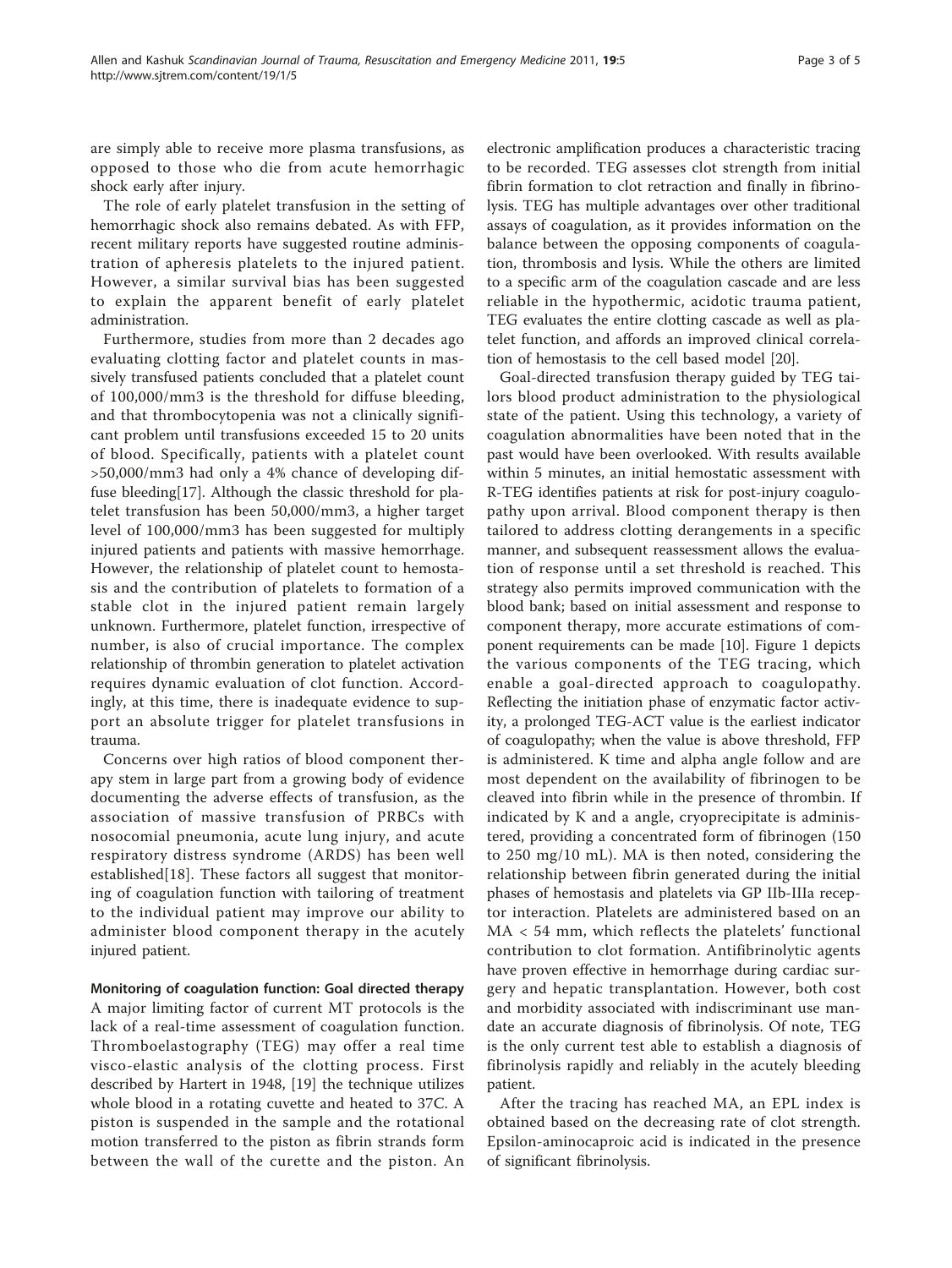are simply able to receive more plasma transfusions, as opposed to those who die from acute hemorrhagic shock early after injury.

The role of early platelet transfusion in the setting of hemorrhagic shock also remains debated. As with FFP, recent military reports have suggested routine administration of apheresis platelets to the injured patient. However, a similar survival bias has been suggested to explain the apparent benefit of early platelet administration.

Furthermore, studies from more than 2 decades ago evaluating clotting factor and platelet counts in massively transfused patients concluded that a platelet count of 100,000/mm3 is the threshold for diffuse bleeding, and that thrombocytopenia was not a clinically significant problem until transfusions exceeded 15 to 20 units of blood. Specifically, patients with a platelet count >50,000/mm3 had only a 4% chance of developing diffuse bleeding[17]. Although the classic threshold for platelet transfusion has been 50,000/mm3, a higher target level of 100,000/mm3 has been suggested for multiply injured patients and patients with massive hemorrhage. However, the relationship of platelet count to hemostasis and the contribution of platelets to formation of a stable clot in the injured patient remain largely unknown. Furthermore, platelet function, irrespective of number, is also of crucial importance. The complex relationship of thrombin generation to platelet activation requires dynamic evaluation of clot function. Accordingly, at this time, there is inadequate evidence to support an absolute trigger for platelet transfusions in trauma.

Concerns over high ratios of blood component therapy stem in large part from a growing body of evidence documenting the adverse effects of transfusion, as the association of massive transfusion of PRBCs with nosocomial pneumonia, acute lung injury, and acute respiratory distress syndrome (ARDS) has been well established[18]. These factors all suggest that monitoring of coagulation function with tailoring of treatment to the individual patient may improve our ability to administer blood component therapy in the acutely injured patient.

### Monitoring of coagulation function: Goal directed therapy

A major limiting factor of current MT protocols is the lack of a real-time assessment of coagulation function. Thromboelastography (TEG) may offer a real time visco-elastic analysis of the clotting process. First described by Hartert in 1948, [19] the technique utilizes whole blood in a rotating cuvette and heated to 37C. A piston is suspended in the sample and the rotational motion transferred to the piston as fibrin strands form between the wall of the curette and the piston. An electronic amplification produces a characteristic tracing to be recorded. TEG assesses clot strength from initial fibrin formation to clot retraction and finally in fibrinolysis. TEG has multiple advantages over other traditional assays of coagulation, as it provides information on the balance between the opposing components of coagulation, thrombosis and lysis. While the others are limited to a specific arm of the coagulation cascade and are less reliable in the hypothermic, acidotic trauma patient, TEG evaluates the entire clotting cascade as well as platelet function, and affords an improved clinical correlation of hemostasis to the cell based model [20].

Goal-directed transfusion therapy guided by TEG tailors blood product administration to the physiological state of the patient. Using this technology, a variety of coagulation abnormalities have been noted that in the past would have been overlooked. With results available within 5 minutes, an initial hemostatic assessment with R-TEG identifies patients at risk for post-injury coagulopathy upon arrival. Blood component therapy is then tailored to address clotting derangements in a specific manner, and subsequent reassessment allows the evaluation of response until a set threshold is reached. This strategy also permits improved communication with the blood bank; based on initial assessment and response to component therapy, more accurate estimations of component requirements can be made [10]. Figure 1 depicts the various components of the TEG tracing, which enable a goal-directed approach to coagulopathy. Reflecting the initiation phase of enzymatic factor activity, a prolonged TEG-ACT value is the earliest indicator of coagulopathy; when the value is above threshold, FFP is administered. K time and alpha angle follow and are most dependent on the availability of fibrinogen to be cleaved into fibrin while in the presence of thrombin. If indicated by K and a angle, cryoprecipitate is administered, providing a concentrated form of fibrinogen (150 to 250 mg/10 mL). MA is then noted, considering the relationship between fibrin generated during the initial phases of hemostasis and platelets via GP IIb-IIIa receptor interaction. Platelets are administered based on an MA < 54 mm, which reflects the platelets' functional contribution to clot formation. Antifibrinolytic agents have proven effective in hemorrhage during cardiac surgery and hepatic transplantation. However, both cost and morbidity associated with indiscriminant use mandate an accurate diagnosis of fibrinolysis. Of note, TEG is the only current test able to establish a diagnosis of fibrinolysis rapidly and reliably in the acutely bleeding patient.

After the tracing has reached MA, an EPL index is obtained based on the decreasing rate of clot strength. Epsilon-aminocaproic acid is indicated in the presence of significant fibrinolysis.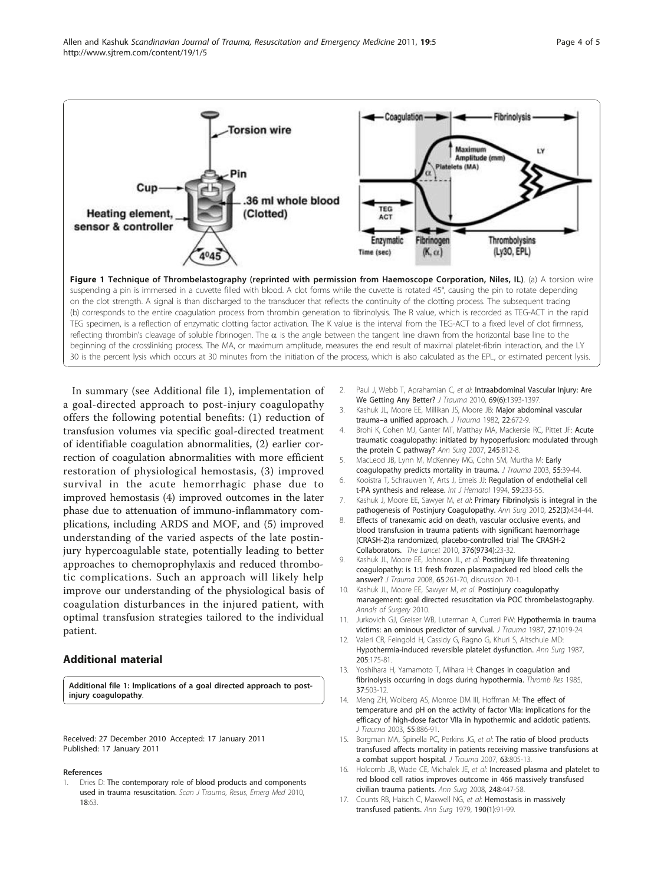**Figure 1 Technique of Thrombelastography (reprinted with permission from Haemoscope Corporation, Niles, IL)**. (a) A torsion wire suspending a pin is immersed in a cuvette filled with blood. A clot forms while the cuvette is rotated 45°, causing the pin to rotate depending on the clot strength. A signal is than discharged to the transducer that reflects the continuity of the clotting process. The subsequent tracing (b) corresponds to the entire coagulation process from thrombin generation to fibrinolysis. The R value, which is recorded as TEG-ACT in the rapid TEG specimen, is a reflection of enzymatic clotting factor activation. The K value is the interval from the TEG-ACT to a fixed level of clot firmness, reflecting thrombin's cleavage of soluble fibrinogen. The α is the angle between the tangent line drawn from the horizontal base line to the beginning of the crosslinking process. The MA, or maximum amplitude, measures the end result of maximal platelet-fibrin interaction, and the LY 30 is the percent lysis which occurs at 30 minutes from the initiation of the process, which is also calculated as the EPL, or estimated percent lysis.

In summary (see Additional file 1), implementation of a goal-directed approach to post-injury coagulopathy offers the following potential benefits: (1) reduction of transfusion volumes via specific goal-directed treatment of identifiable coagulation abnormalities, (2) earlier correction of coagulation abnormalities with more efficient restoration of physiological hemostasis, (3) improved survival in the acute hemorrhagic phase due to improved hemostasis (4) improved outcomes in the later phase due to attenuation of immuno-inflammatory complications, including ARDS and MOF, and (5) improved understanding of the varied aspects of the late postinjury hypercoagulable state, potentially leading to better approaches to chemoprophylaxis and reduced thrombotic complications. Such an approach will likely help improve our understanding of the physiological basis of coagulation disturbances in the injured patient, with optimal transfusion strategies tailored to the individual patient.

## Additional material

**Additional file 1: Implications of a goal directed approach to post-injury coagulopathy**.

Received: 27 December 2010 Accepted: 17 January 2011
Published: 17 January 2011

### References

1. Dries D: **The contemporary role of blood products and components used in trauma resuscitation.** *Scan J Trauma, Resus, Emerg Med* 2010, **18**:63.
2. Paul J, Webb T, Aprahamian C, *et al*: **Intraabdominal Vascular Injury: Are We Getting Any Better?** *J Trauma* 2010, **69(6)**:1393-1397.
3. Kashuk JL, Moore EE, Millikan JS, Moore JB: **Major abdominal vascular trauma–a unified approach.** *J Trauma* 1982, **22**:672-9.
4. Brohi K, Cohen MJ, Ganter MT, Matthay MA, Mackersie RC, Pittet JF: **Acute traumatic coagulopathy: initiated by hypoperfusion: modulated through the protein C pathway?** *Ann Surg* 2007, **245**:812-8.
5. MacLeod JB, Lynn M, McKenney MG, Cohn SM, Murtha M: **Early coagulopathy predicts mortality in trauma.** *J Trauma* 2003, **55**:39-44.
6. Kooistra T, Schrauwen Y, Arts J, Emeis JJ: **Regulation of endothelial cell t-PA synthesis and release.** *Int J Hematol* 1994, **59**:233-55.
7. Kashuk J, Moore EE, Sawyer M, *et al*: **Primary Fibrinolysis is integral in the pathogenesis of Postinjury Coagulopathy.** *Ann Surg* 2010, **252(3)**:434-44.
8. **Effects of tranexamic acid on death, vascular occlusive events, and blood transfusion in trauma patients with significant haemorrhage (CRASH-2):a randomized, placebo-controlled trial The CRASH-2 Collaborators.** *The Lancet* 2010, **376(9734)**:23-32.
9. Kashuk JL, Moore EE, Johnson JL, *et al*: **Postinjury life threatening coagulopathy: is 1:1 fresh frozen plasma:packed red blood cells the answer?** *J Trauma* 2008, **65**:261-70, discussion 70-1.
10. Kashuk JL, Moore EE, Sawyer M, *et al*: **Postinjury coagulopathy management: goal directed resuscitation via POC thrombelastography.** *Annals of Surgery* 2010.
11. Jurkovich GJ, Greiser WB, Luterman A, Curreri PW: **Hypothermia in trauma victims: an ominous predictor of survival.** *J Trauma* 1987, **27**:1019-24.
12. Valeri CR, Feingold H, Cassidy G, Ragno G, Khuri S, Altschule MD: **Hypothermia-induced reversible platelet dysfunction.** *Ann Surg* 1987, **205**:175-81.
13. Yoshihara H, Yamamoto T, Mihara H: **Changes in coagulation and fibrinolysis occurring in dogs during hypothermia.** *Thromb Res* 1985, **37**:503-12.
14. Meng ZH, Wolberg AS, Monroe DM III, Hoffman M: **The effect of temperature and pH on the activity of factor VIIa: implications for the efficacy of high-dose factor VIIa in hypothermic and acidotic patients.** *J Trauma* 2003, **55**:886-91.
15. Borgman MA, Spinella PC, Perkins JG, *et al*: **The ratio of blood products transfused affects mortality in patients receiving massive transfusions at a combat support hospital.** *J Trauma* 2007, **63**:805-13.
16. Holcomb JB, Wade CE, Michalek JE, *et al*: **Increased plasma and platelet to red blood cell ratios improves outcome in 466 massively transfused civilian trauma patients.** *Ann Surg* 2008, **248**:447-58.
17. Counts RB, Haisch C, Maxwell NG, *et al*: **Hemostasis in massively transfused patients.** *Ann Surg* 1979, **190(1)**:91-99.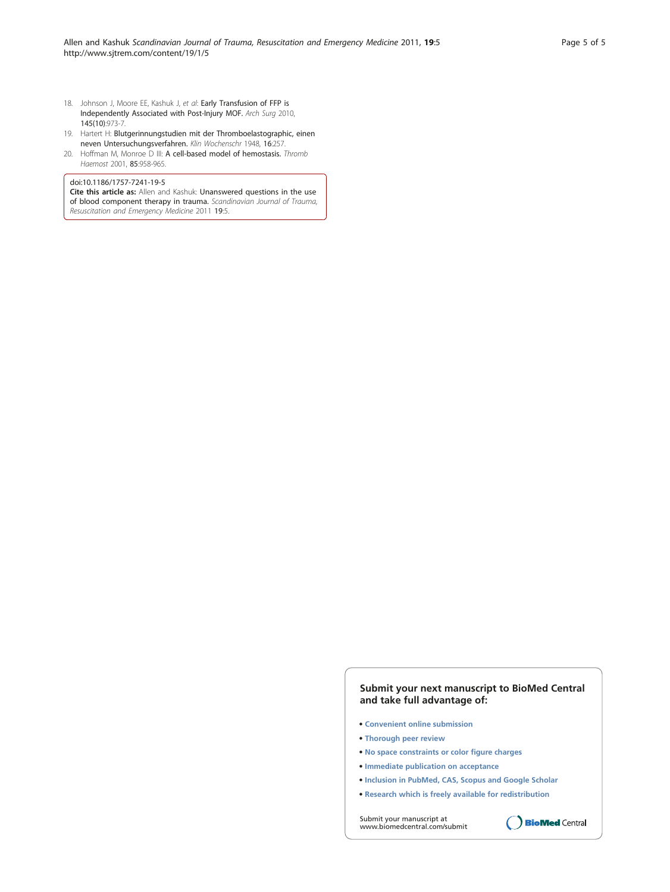18. Johnson J, Moore EE, Kashuk J, *et al*: **Early Transfusion of FFP is Independently Associated with Post-Injury MOF.** *Arch Surg* 2010, **145(10)**:973-7.
19. Hartert H: **Blutgerinnungstudien mit der Thromboelastographic, einen neven Untersuchungsverfahren.** *Klin Wochenschr* 1948, **16**:257.
20. Hoffman M, Monroe D III: **A cell-based model of hemostasis.** *Thromb Haemost* 2001, **85**:958-965.

doi:10.1186/1757-7241-19-5

**Cite this article as:** Allen and Kashuk: **Unanswered questions in the use of blood component therapy in trauma.** *Scandinavian Journal of Trauma, Resuscitation and Emergency Medicine* 2011 **19**:5.

**Submit your next manuscript to BioMed Central and take full advantage of:**

- **Convenient online submission**
- **Thorough peer review**
- **No space constraints or color figure charges**
- **Immediate publication on acceptance**
- **Inclusion in PubMed, CAS, Scopus and Google Scholar**
- **Research which is freely available for redistribution**

Submit your manuscript at
www.biomedcentral.com/submit

BioMed Central